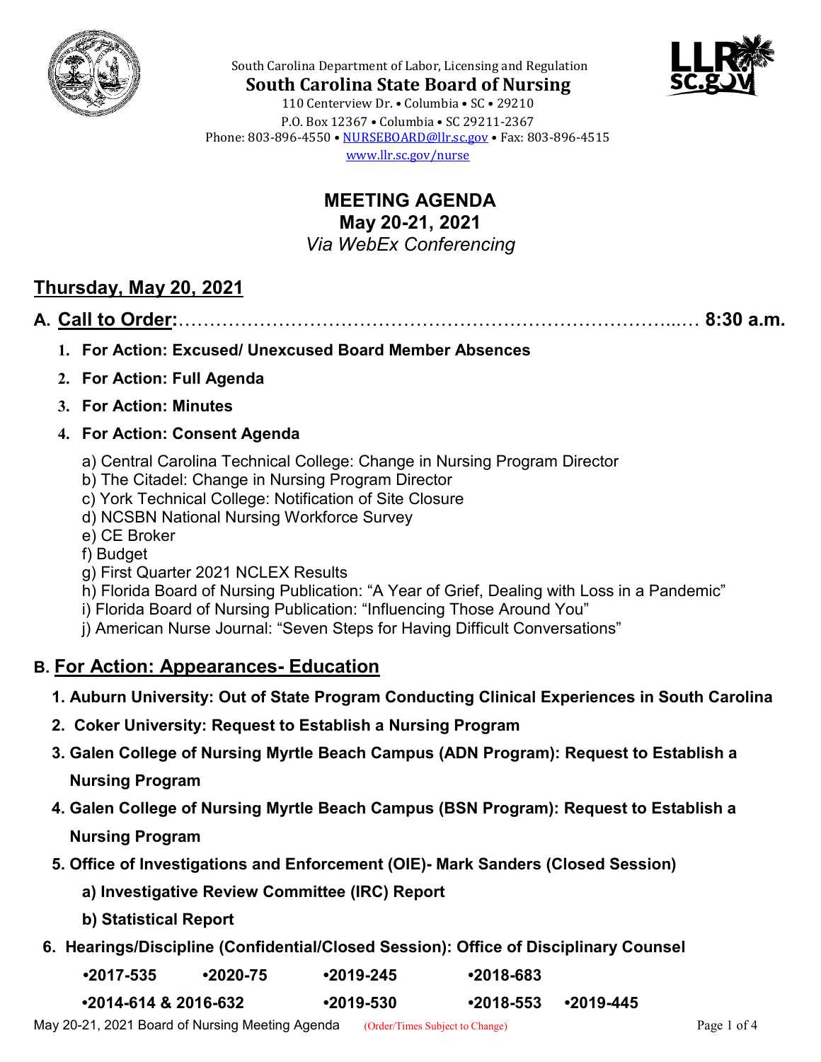South Carolina Department of Labor, Licensing and Regulation

**South Carolina State Board of Nursing**

110 Centerview Dr. • Columbia • SC • 29210
P.O. Box 12367 • Columbia • SC 29211-2367
Phone: 803-896-4550 • NURSEBOARD@llr.sc.gov • Fax: 803-896-4515
www.llr.sc.gov/nurse

# MEETING AGENDA
## May 20-21, 2021
*Via WebEx Conferencing*

## Thursday, May 20, 2021

### A. Call to Order:……………………………………………………………………...… 8:30 a.m.

1. **For Action: Excused/ Unexcused Board Member Absences**
2. **For Action: Full Agenda**
3. **For Action: Minutes**
4. **For Action: Consent Agenda**

   a) Central Carolina Technical College: Change in Nursing Program Director
   b) The Citadel: Change in Nursing Program Director
   c) York Technical College: Notification of Site Closure
   d) NCSBN National Nursing Workforce Survey
   e) CE Broker
   f) Budget
   g) First Quarter 2021 NCLEX Results
   h) Florida Board of Nursing Publication: "A Year of Grief, Dealing with Loss in a Pandemic"
   i) Florida Board of Nursing Publication: "Influencing Those Around You"
   j) American Nurse Journal: "Seven Steps for Having Difficult Conversations"

### B. For Action: Appearances- Education

1. **Auburn University: Out of State Program Conducting Clinical Experiences in South Carolina**
2. **Coker University: Request to Establish a Nursing Program**
3. **Galen College of Nursing Myrtle Beach Campus (ADN Program): Request to Establish a Nursing Program**
4. **Galen College of Nursing Myrtle Beach Campus (BSN Program): Request to Establish a Nursing Program**
5. **Office of Investigations and Enforcement (OIE)- Mark Sanders (Closed Session)**
   - **a) Investigative Review Committee (IRC) Report**
   - **b) Statistical Report**
6. **Hearings/Discipline (Confidential/Closed Session): Office of Disciplinary Counsel**

   **•2017-535 •2020-75 •2019-245 •2018-683**

   **•2014-614 & 2016-632 •2019-530 •2018-553 •2019-445**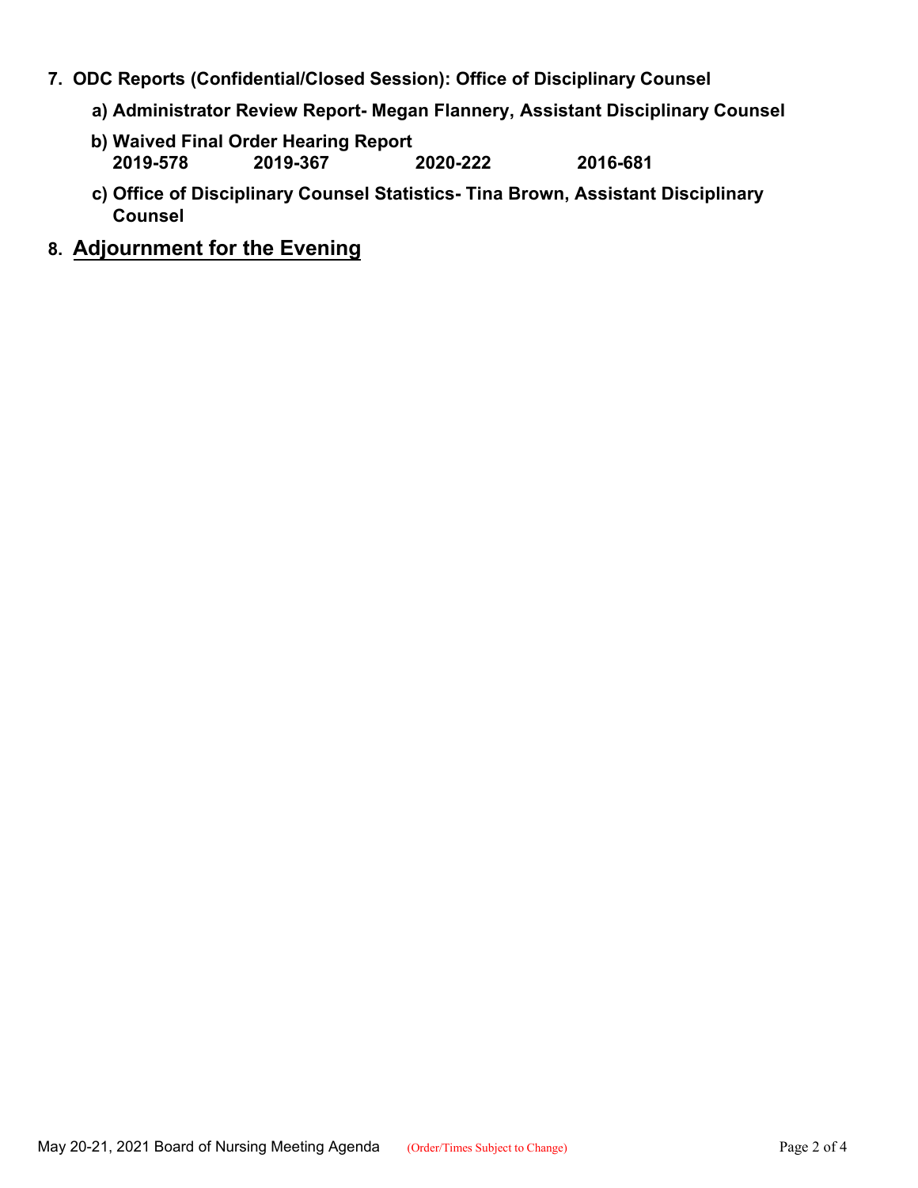7. **ODC Reports (Confidential/Closed Session): Office of Disciplinary Counsel**

    a) **Administrator Review Report- Megan Flannery, Assistant Disciplinary Counsel**

    b) **Waived Final Order Hearing Report**
    **2019-578 2019-367 2020-222 2016-681**

    c) **Office of Disciplinary Counsel Statistics- Tina Brown, Assistant Disciplinary Counsel**

8. **<u>Adjournment for the Evening</u>**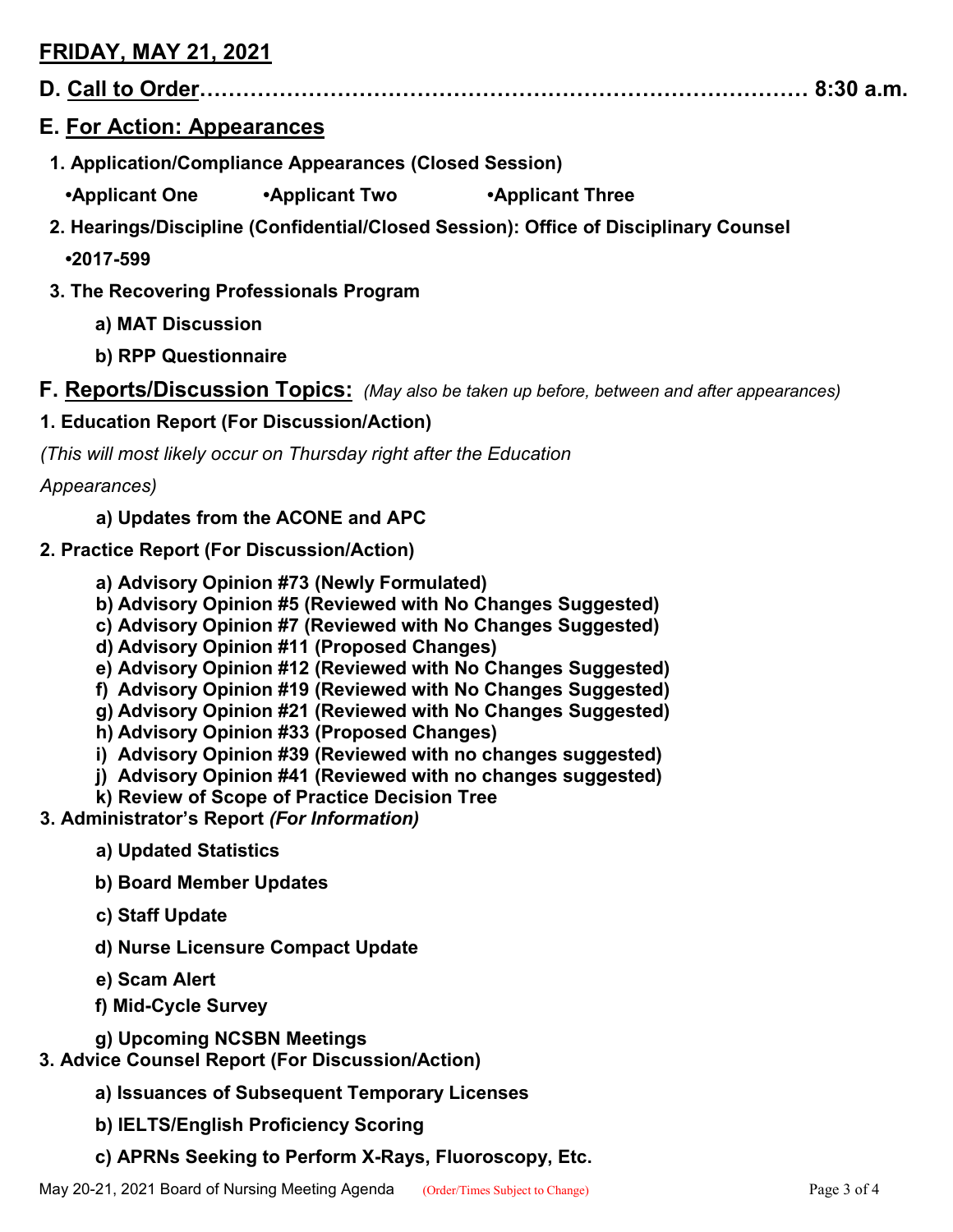## FRIDAY, MAY 21, 2021

**D. Call to Order………………………………………………………………………… 8:30 a.m.**

## E. For Action: Appearances

**1. Application/Compliance Appearances (Closed Session)**

**•Applicant One •Applicant Two •Applicant Three**

**2. Hearings/Discipline (Confidential/Closed Session): Office of Disciplinary Counsel**

**•2017-599**

**3. The Recovering Professionals Program**

**a) MAT Discussion**

**b) RPP Questionnaire**

## F. Reports/Discussion Topics: *(May also be taken up before, between and after appearances)*

**1. Education Report (For Discussion/Action)**

*(This will most likely occur on Thursday right after the Education Appearances)*

**a) Updates from the ACONE and APC**

**2. Practice Report (For Discussion/Action)**

**a) Advisory Opinion #73 (Newly Formulated)**
**b) Advisory Opinion #5 (Reviewed with No Changes Suggested)**
**c) Advisory Opinion #7 (Reviewed with No Changes Suggested)**
**d) Advisory Opinion #11 (Proposed Changes)**
**e) Advisory Opinion #12 (Reviewed with No Changes Suggested)**
**f) Advisory Opinion #19 (Reviewed with No Changes Suggested)**
**g) Advisory Opinion #21 (Reviewed with No Changes Suggested)**
**h) Advisory Opinion #33 (Proposed Changes)**
**i) Advisory Opinion #39 (Reviewed with no changes suggested)**
**j) Advisory Opinion #41 (Reviewed with no changes suggested)**
**k) Review of Scope of Practice Decision Tree**

**3. Administrator's Report *(For Information)***

**a) Updated Statistics**

**b) Board Member Updates**

**c) Staff Update**

**d) Nurse Licensure Compact Update**

**e) Scam Alert**

**f) Mid-Cycle Survey**

**g) Upcoming NCSBN Meetings**

**3. Advice Counsel Report (For Discussion/Action)**

**a) Issuances of Subsequent Temporary Licenses**

**b) IELTS/English Proficiency Scoring**

**c) APRNs Seeking to Perform X-Rays, Fluoroscopy, Etc.**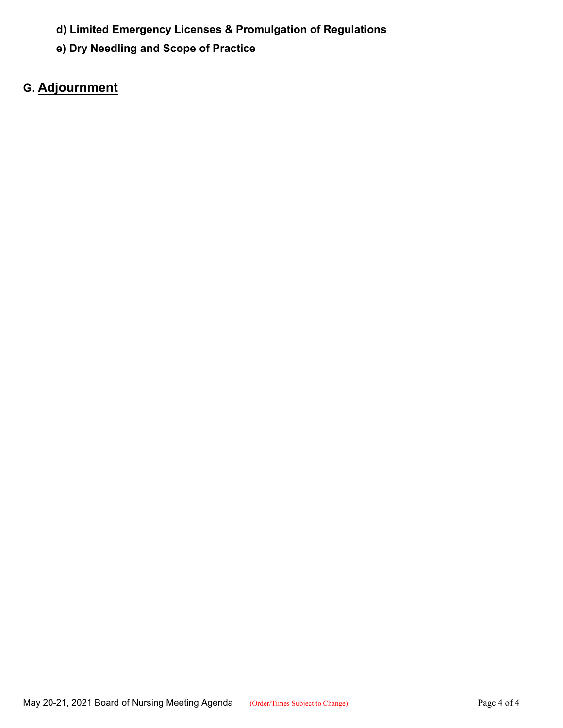**d) Limited Emergency Licenses & Promulgation of Regulations**

**e) Dry Needling and Scope of Practice**

## G. Adjournment